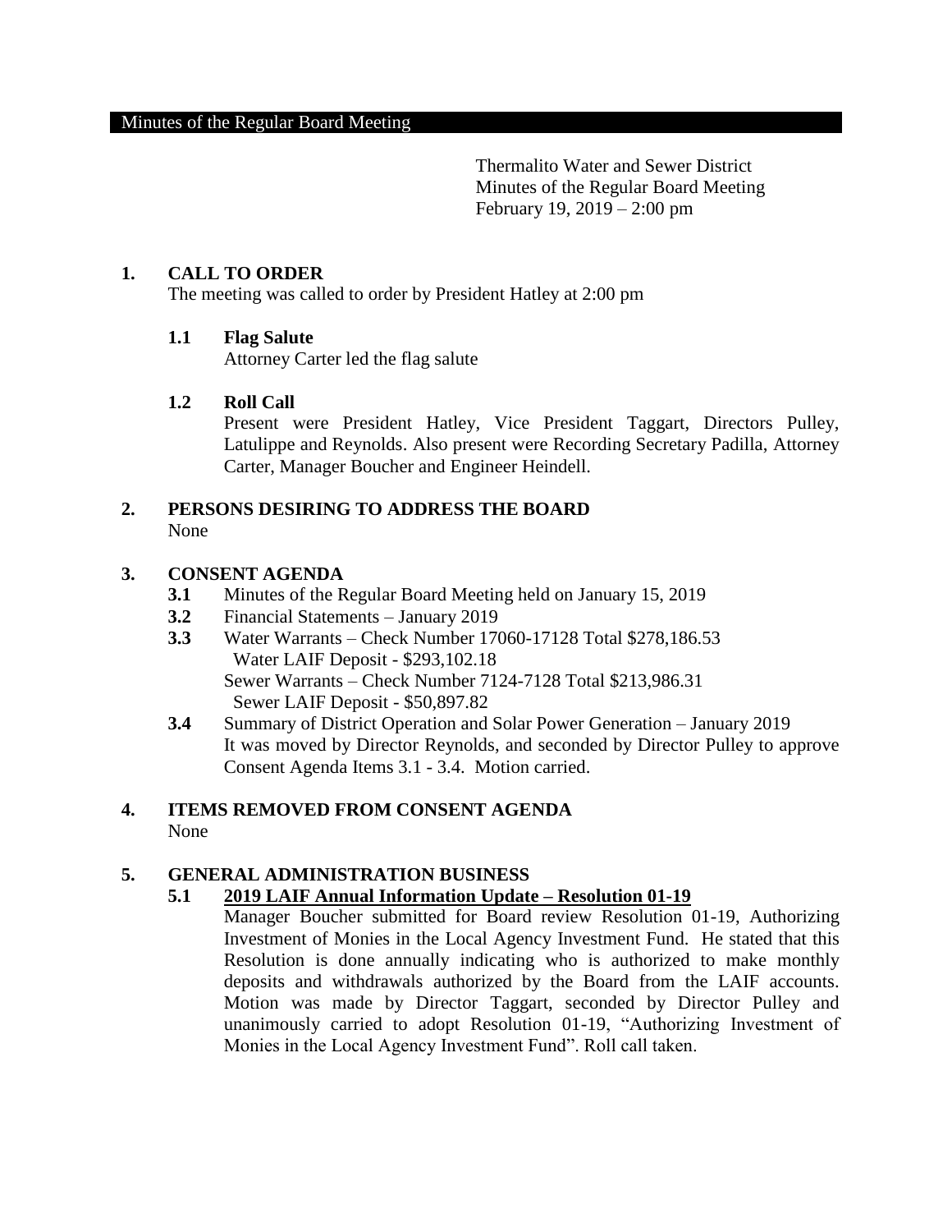Minutes of the Regular Board Meeting

Thermalito Water and Sewer District
Minutes of the Regular Board Meeting
February 19, 2019 – 2:00 pm

## 1. CALL TO ORDER

The meeting was called to order by President Hatley at 2:00 pm

### 1.1 Flag Salute

Attorney Carter led the flag salute

### 1.2 Roll Call

Present were President Hatley, Vice President Taggart, Directors Pulley, Latulippe and Reynolds. Also present were Recording Secretary Padilla, Attorney Carter, Manager Boucher and Engineer Heindell.

## 2. PERSONS DESIRING TO ADDRESS THE BOARD

None

## 3. CONSENT AGENDA

**3.1** Minutes of the Regular Board Meeting held on January 15, 2019

**3.2** Financial Statements – January 2019

**3.3** Water Warrants – Check Number 17060-17128 Total $278,186.53
Water LAIF Deposit - $293,102.18
Sewer Warrants – Check Number 7124-7128 Total $213,986.31
Sewer LAIF Deposit - $50,897.82

**3.4** Summary of District Operation and Solar Power Generation – January 2019
It was moved by Director Reynolds, and seconded by Director Pulley to approve Consent Agenda Items 3.1 - 3.4. Motion carried.

## 4. ITEMS REMOVED FROM CONSENT AGENDA

None

## 5. GENERAL ADMINISTRATION BUSINESS

### 5.1 2019 LAIF Annual Information Update – Resolution 01-19

Manager Boucher submitted for Board review Resolution 01-19, Authorizing Investment of Monies in the Local Agency Investment Fund. He stated that this Resolution is done annually indicating who is authorized to make monthly deposits and withdrawals authorized by the Board from the LAIF accounts. Motion was made by Director Taggart, seconded by Director Pulley and unanimously carried to adopt Resolution 01-19, "Authorizing Investment of Monies in the Local Agency Investment Fund". Roll call taken.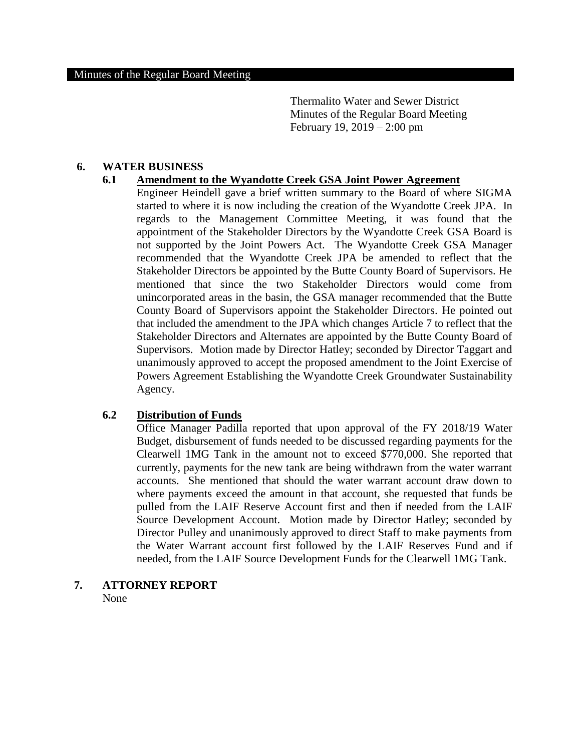Thermalito Water and Sewer District
Minutes of the Regular Board Meeting
February 19, 2019 – 2:00 pm

## 6. WATER BUSINESS

### 6.1 Amendment to the Wyandotte Creek GSA Joint Power Agreement

Engineer Heindell gave a brief written summary to the Board of where SIGMA started to where it is now including the creation of the Wyandotte Creek JPA. In regards to the Management Committee Meeting, it was found that the appointment of the Stakeholder Directors by the Wyandotte Creek GSA Board is not supported by the Joint Powers Act. The Wyandotte Creek GSA Manager recommended that the Wyandotte Creek JPA be amended to reflect that the Stakeholder Directors be appointed by the Butte County Board of Supervisors. He mentioned that since the two Stakeholder Directors would come from unincorporated areas in the basin, the GSA manager recommended that the Butte County Board of Supervisors appoint the Stakeholder Directors. He pointed out that included the amendment to the JPA which changes Article 7 to reflect that the Stakeholder Directors and Alternates are appointed by the Butte County Board of Supervisors. Motion made by Director Hatley; seconded by Director Taggart and unanimously approved to accept the proposed amendment to the Joint Exercise of Powers Agreement Establishing the Wyandotte Creek Groundwater Sustainability Agency.

### 6.2 Distribution of Funds

Office Manager Padilla reported that upon approval of the FY 2018/19 Water Budget, disbursement of funds needed to be discussed regarding payments for the Clearwell 1MG Tank in the amount not to exceed $770,000. She reported that currently, payments for the new tank are being withdrawn from the water warrant accounts. She mentioned that should the water warrant account draw down to where payments exceed the amount in that account, she requested that funds be pulled from the LAIF Reserve Account first and then if needed from the LAIF Source Development Account. Motion made by Director Hatley; seconded by Director Pulley and unanimously approved to direct Staff to make payments from the Water Warrant account first followed by the LAIF Reserves Fund and if needed, from the LAIF Source Development Funds for the Clearwell 1MG Tank.

## 7. ATTORNEY REPORT

None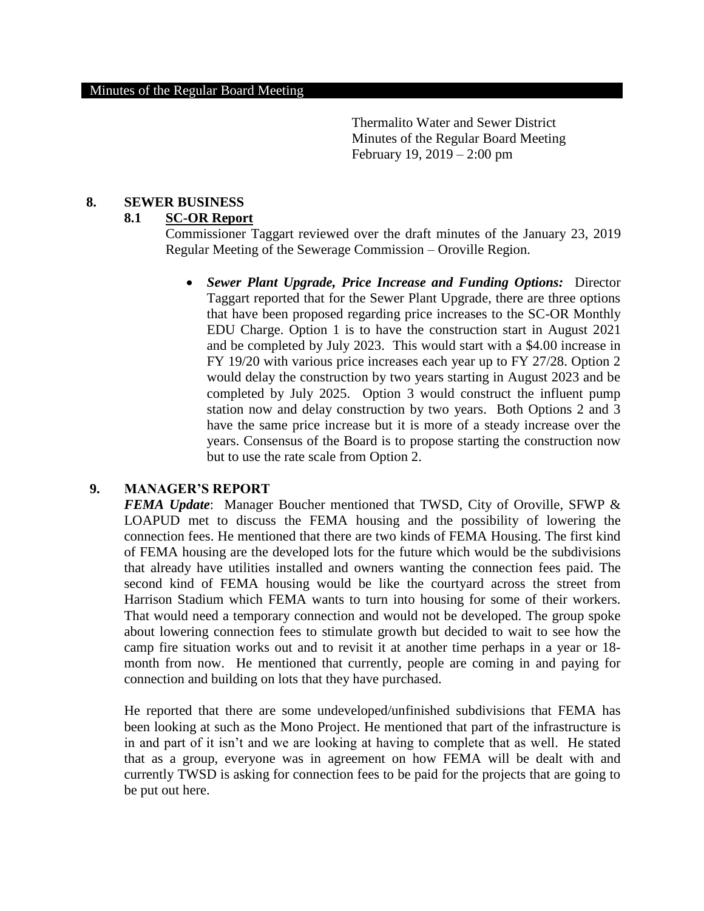Thermalito Water and Sewer District
Minutes of the Regular Board Meeting
February 19, 2019 – 2:00 pm

## 8. SEWER BUSINESS

### 8.1 SC-OR Report

Commissioner Taggart reviewed over the draft minutes of the January 23, 2019 Regular Meeting of the Sewerage Commission – Oroville Region.

- ***Sewer Plant Upgrade, Price Increase and Funding Options:*** Director Taggart reported that for the Sewer Plant Upgrade, there are three options that have been proposed regarding price increases to the SC-OR Monthly EDU Charge. Option 1 is to have the construction start in August 2021 and be completed by July 2023. This would start with a $4.00 increase in FY 19/20 with various price increases each year up to FY 27/28. Option 2 would delay the construction by two years starting in August 2023 and be completed by July 2025. Option 3 would construct the influent pump station now and delay construction by two years. Both Options 2 and 3 have the same price increase but it is more of a steady increase over the years. Consensus of the Board is to propose starting the construction now but to use the rate scale from Option 2.

## 9. MANAGER'S REPORT

***FEMA Update***: Manager Boucher mentioned that TWSD, City of Oroville, SFWP & LOAPUD met to discuss the FEMA housing and the possibility of lowering the connection fees. He mentioned that there are two kinds of FEMA Housing. The first kind of FEMA housing are the developed lots for the future which would be the subdivisions that already have utilities installed and owners wanting the connection fees paid. The second kind of FEMA housing would be like the courtyard across the street from Harrison Stadium which FEMA wants to turn into housing for some of their workers. That would need a temporary connection and would not be developed. The group spoke about lowering connection fees to stimulate growth but decided to wait to see how the camp fire situation works out and to revisit it at another time perhaps in a year or 18-month from now. He mentioned that currently, people are coming in and paying for connection and building on lots that they have purchased.

He reported that there are some undeveloped/unfinished subdivisions that FEMA has been looking at such as the Mono Project. He mentioned that part of the infrastructure is in and part of it isn't and we are looking at having to complete that as well. He stated that as a group, everyone was in agreement on how FEMA will be dealt with and currently TWSD is asking for connection fees to be paid for the projects that are going to be put out here.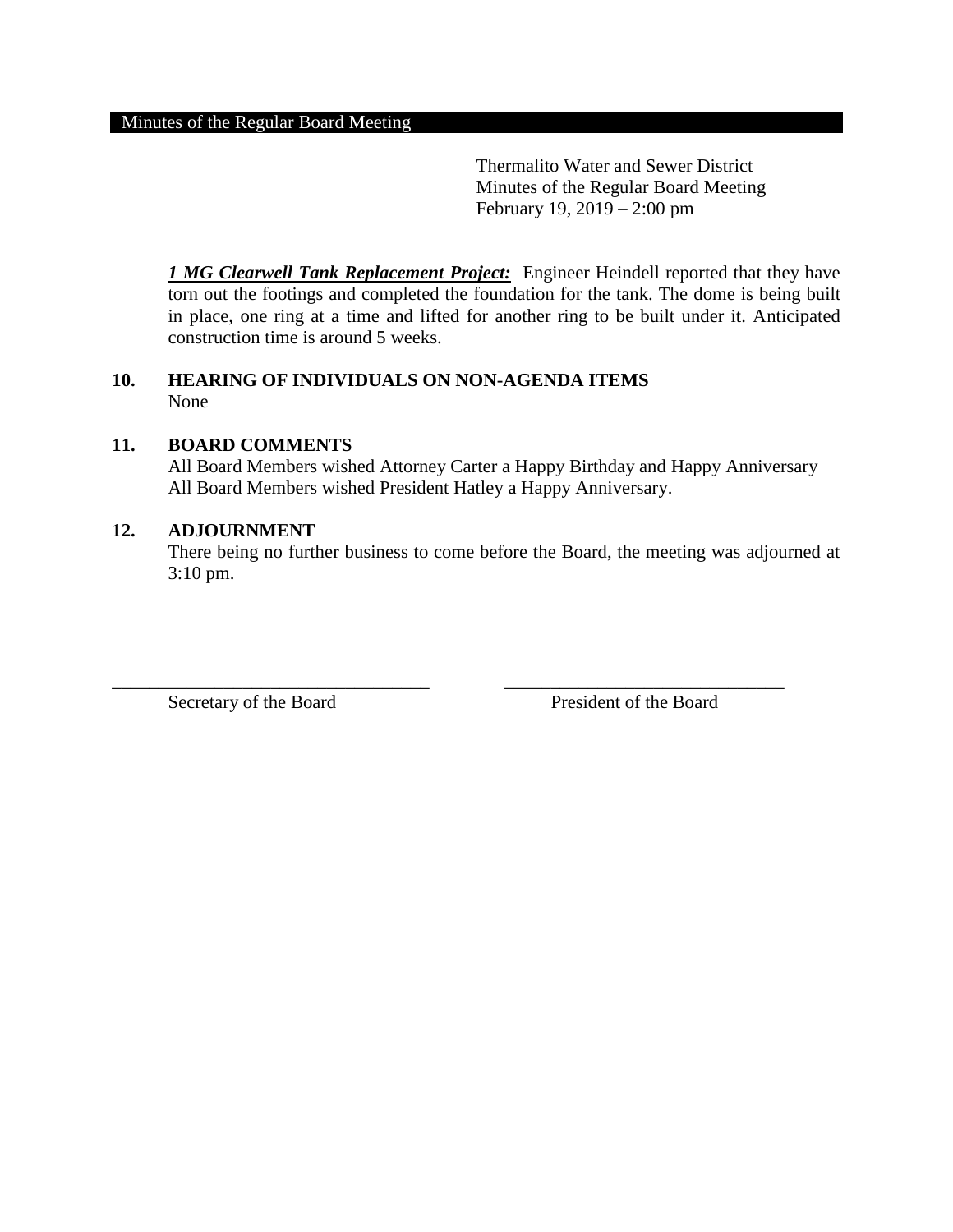Thermalito Water and Sewer District
Minutes of the Regular Board Meeting
February 19, 2019 – 2:00 pm

***1 MG Clearwell Tank Replacement Project:*** Engineer Heindell reported that they have torn out the footings and completed the foundation for the tank. The dome is being built in place, one ring at a time and lifted for another ring to be built under it. Anticipated construction time is around 5 weeks.

**10. HEARING OF INDIVIDUALS ON NON-AGENDA ITEMS**

None

**11. BOARD COMMENTS**

All Board Members wished Attorney Carter a Happy Birthday and Happy Anniversary
All Board Members wished President Hatley a Happy Anniversary.

**12. ADJOURNMENT**

There being no further business to come before the Board, the meeting was adjourned at 3:10 pm.

\_\_\_\_\_\_\_\_\_\_\_\_\_\_\_\_\_\_\_\_\_\_\_\_\_\_\_\_\_\_\_\_\_\_\_
Secretary of the Board

\_\_\_\_\_\_\_\_\_\_\_\_\_\_\_\_\_\_\_\_\_\_\_\_\_\_\_\_\_\_\_\_\_\_\_
President of the Board